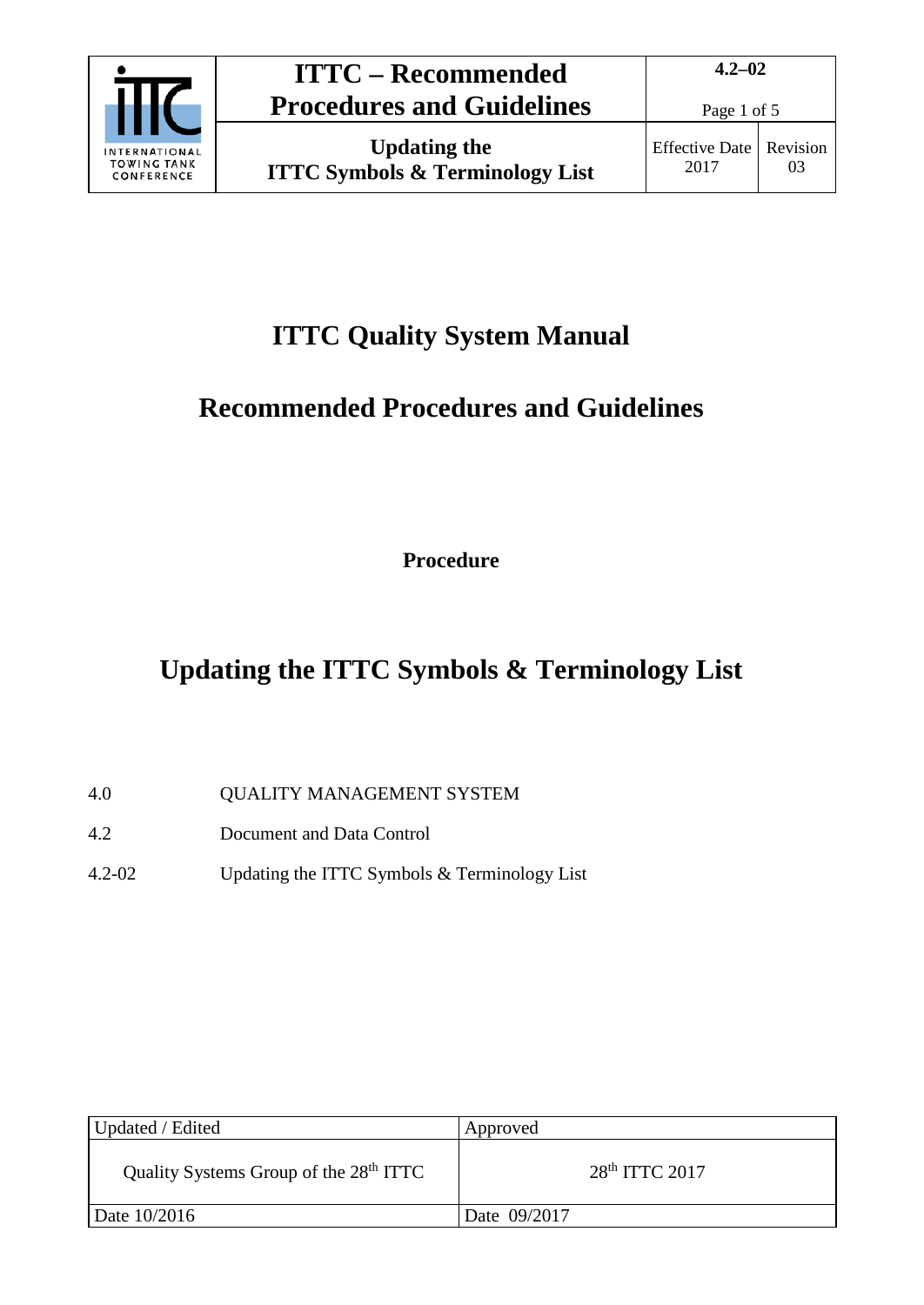# ITTC Quality System Manual

## Recommended Procedures and Guidelines

**Procedure**

# Updating the ITTC Symbols & Terminology List

| | |
|---|---|
| 4.0 | QUALITY MANAGEMENT SYSTEM |
| 4.2 | Document and Data Control |
| 4.2-02 | Updating the ITTC Symbols & Terminology List |

| Updated / Edited | Approved |
|---|---|
| Quality Systems Group of the 28th ITTC | 28th ITTC 2017 |
| Date 10/2016 | Date 09/2017 |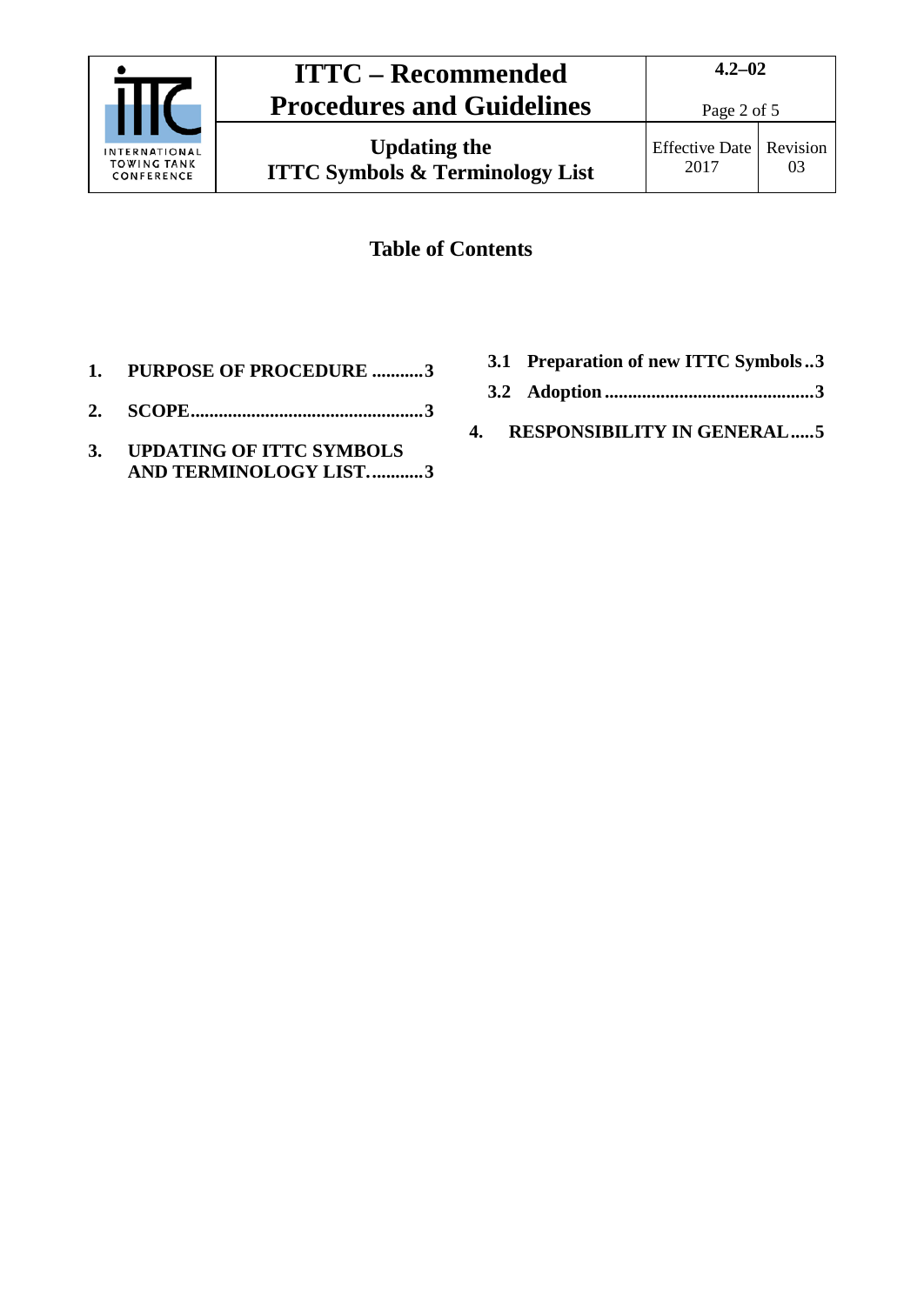## Table of Contents

**1. PURPOSE OF PROCEDURE ...........3**

**2. SCOPE.................................................3**

**3. UPDATING OF ITTC SYMBOLS AND TERMINOLOGY LIST. ..........3**

**3.1 Preparation of new ITTC Symbols ..3**

**3.2 Adoption ............................................3**

**4. RESPONSIBILITY IN GENERAL.....5**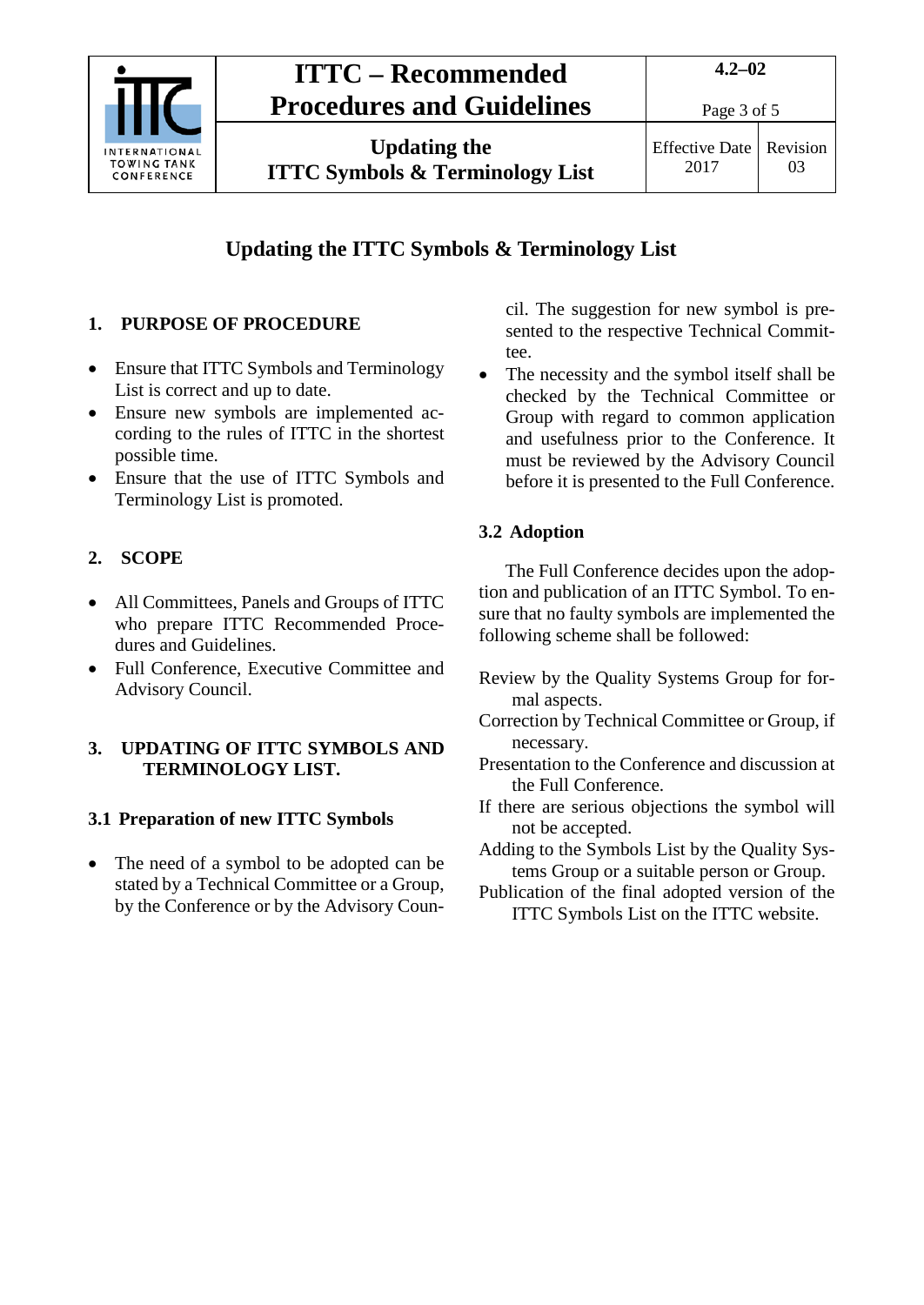# Updating the ITTC Symbols & Terminology List

## 1. PURPOSE OF PROCEDURE

- Ensure that ITTC Symbols and Terminology List is correct and up to date.
- Ensure new symbols are implemented according to the rules of ITTC in the shortest possible time.
- Ensure that the use of ITTC Symbols and Terminology List is promoted.

## 2. SCOPE

- All Committees, Panels and Groups of ITTC who prepare ITTC Recommended Procedures and Guidelines.
- Full Conference, Executive Committee and Advisory Council.

## 3. UPDATING OF ITTC SYMBOLS AND TERMINOLOGY LIST.

### 3.1 Preparation of new ITTC Symbols

- The need of a symbol to be adopted can be stated by a Technical Committee or a Group, by the Conference or by the Advisory Council. The suggestion for new symbol is presented to the respective Technical Committee.
- The necessity and the symbol itself shall be checked by the Technical Committee or Group with regard to common application and usefulness prior to the Conference. It must be reviewed by the Advisory Council before it is presented to the Full Conference.

### 3.2 Adoption

The Full Conference decides upon the adoption and publication of an ITTC Symbol. To ensure that no faulty symbols are implemented the following scheme shall be followed:

Review by the Quality Systems Group for formal aspects.

Correction by Technical Committee or Group, if necessary.

Presentation to the Conference and discussion at the Full Conference.

If there are serious objections the symbol will not be accepted.

Adding to the Symbols List by the Quality Systems Group or a suitable person or Group.

Publication of the final adopted version of the ITTC Symbols List on the ITTC website.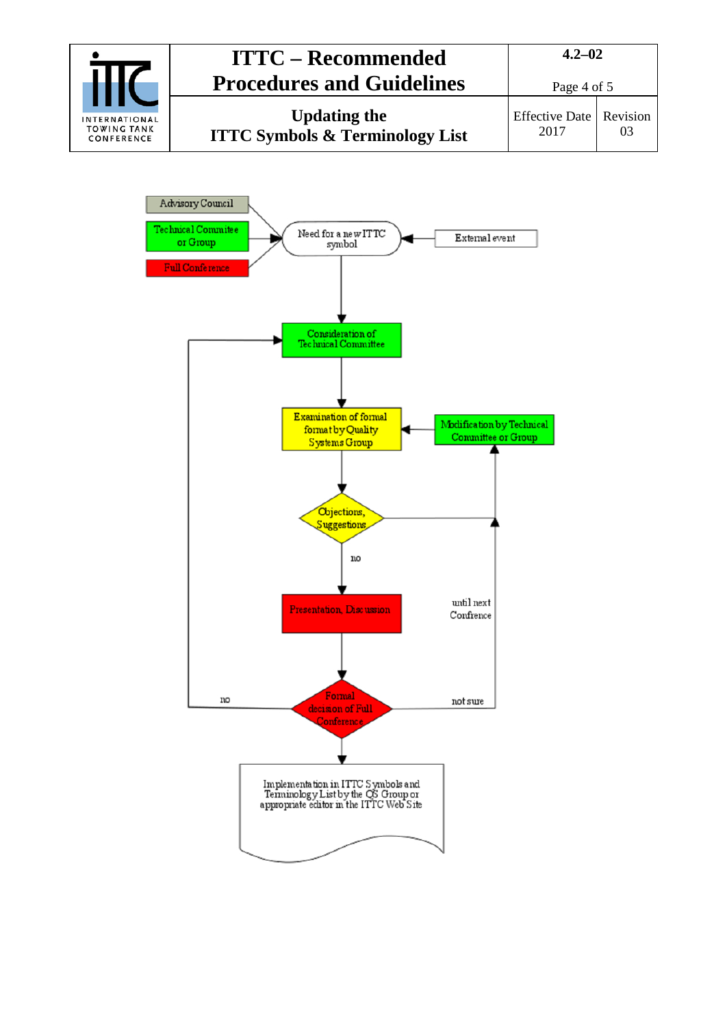Advisory Council

Technical Commitee or Group

Full Conference

Need for a new ITTC symbol

External event

Consideration of Technical Committee

Examination of formal format by Quality Systems Group

Modification by Technical Committee or Group

Objections, Suggestions

no

Presentation, Discussion

until next Confrence

Formal decision of Full Conference

no

not sure

Implementation in ITTC Symbols and Terminology List by the QS Group or appropriate editor in the ITTC Web Site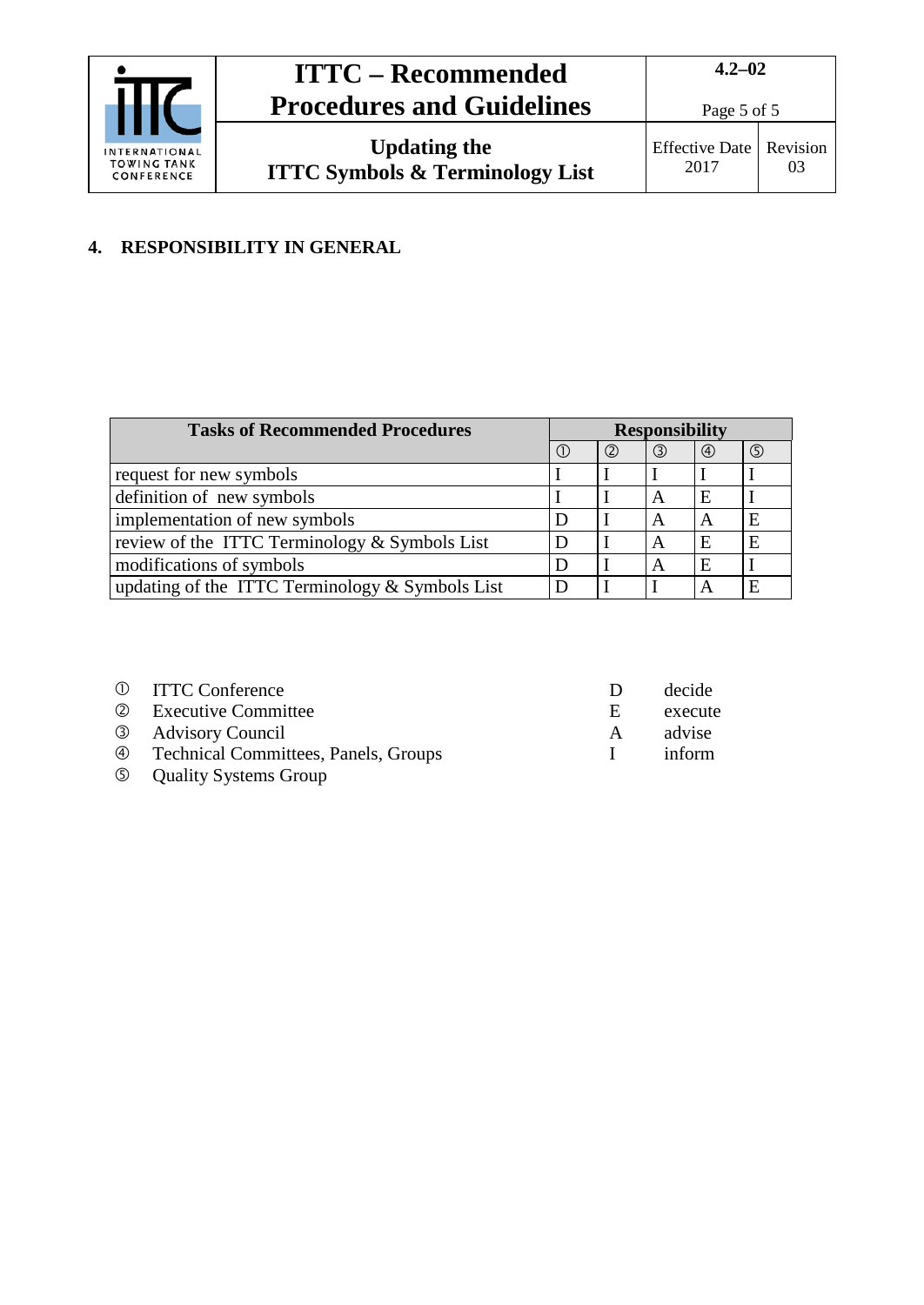## 4. RESPONSIBILITY IN GENERAL

| Tasks of Recommended Procedures | Responsibility | | | | |
|---|---|---|---|---|---|
| | ① | ② | ③ | ④ | ⑤ |
| request for new symbols | I | I | I | I | I |
| definition of new symbols | I | I | A | E | I |
| implementation of new symbols | D | I | A | A | E |
| review of the ITTC Terminology & Symbols List | D | I | A | E | E |
| modifications of symbols | D | I | A | E | I |
| updating of the ITTC Terminology & Symbols List | D | I | I | A | E |

① ITTC Conference
② Executive Committee
③ Advisory Council
④ Technical Committees, Panels, Groups
⑤ Quality Systems Group

D decide
E execute
A advise
I inform